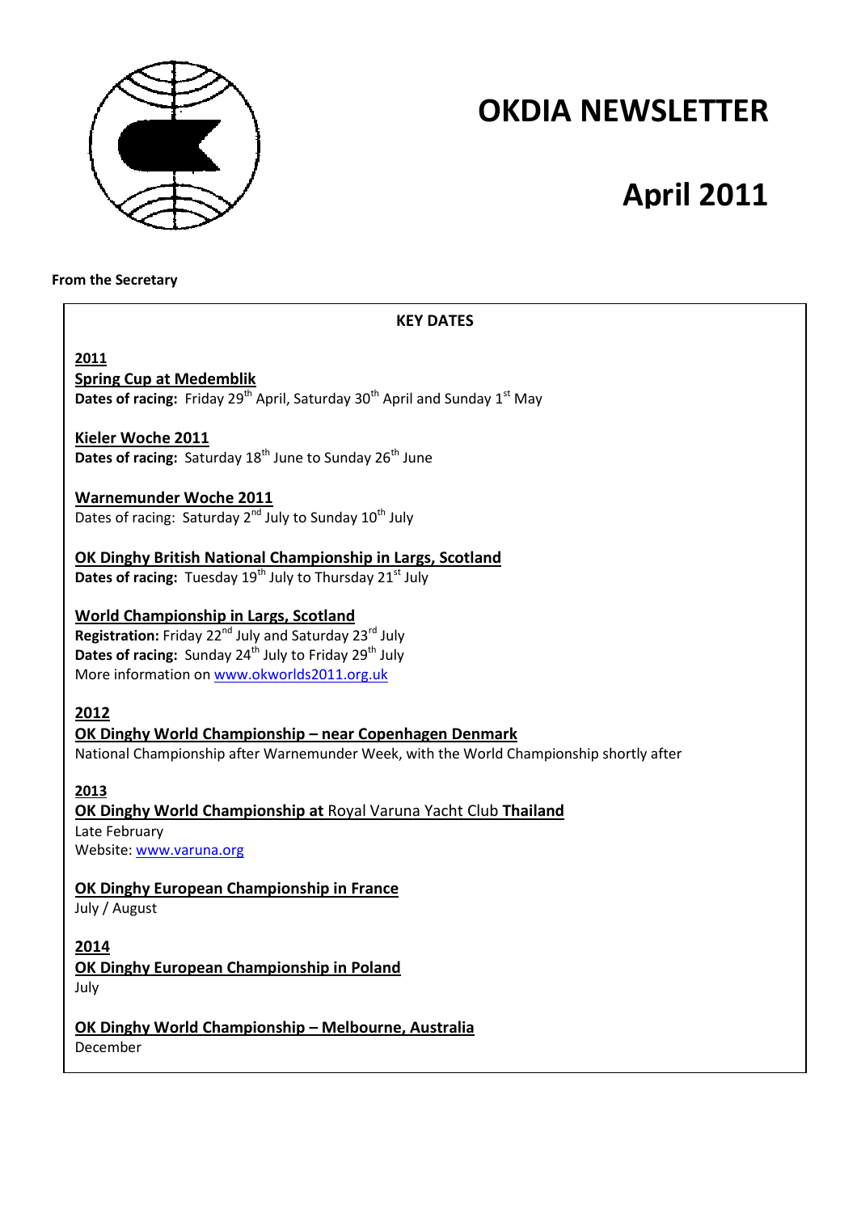# OKDIA NEWSLETTER

# April 2011

**From the Secretary**

**KEY DATES**

**2011**

**Spring Cup at Medemblik**
**Dates of racing:** Friday 29th April, Saturday 30th April and Sunday 1st May

**Kieler Woche 2011**
**Dates of racing:** Saturday 18th June to Sunday 26th June

**Warnemunder Woche 2011**
Dates of racing: Saturday 2nd July to Sunday 10th July

**OK Dinghy British National Championship in Largs, Scotland**
**Dates of racing:** Tuesday 19th July to Thursday 21st July

**World Championship in Largs, Scotland**
**Registration:** Friday 22nd July and Saturday 23rd July
**Dates of racing:** Sunday 24th July to Friday 29th July
More information on www.okworlds2011.org.uk

**2012**

**OK Dinghy World Championship – near Copenhagen Denmark**
National Championship after Warnemunder Week, with the World Championship shortly after

**2013**

**OK Dinghy World Championship at** Royal Varuna Yacht Club **Thailand**
Late February
Website: www.varuna.org

**OK Dinghy European Championship in France**
July / August

**2014**

**OK Dinghy European Championship in Poland**
July

**OK Dinghy World Championship – Melbourne, Australia**
December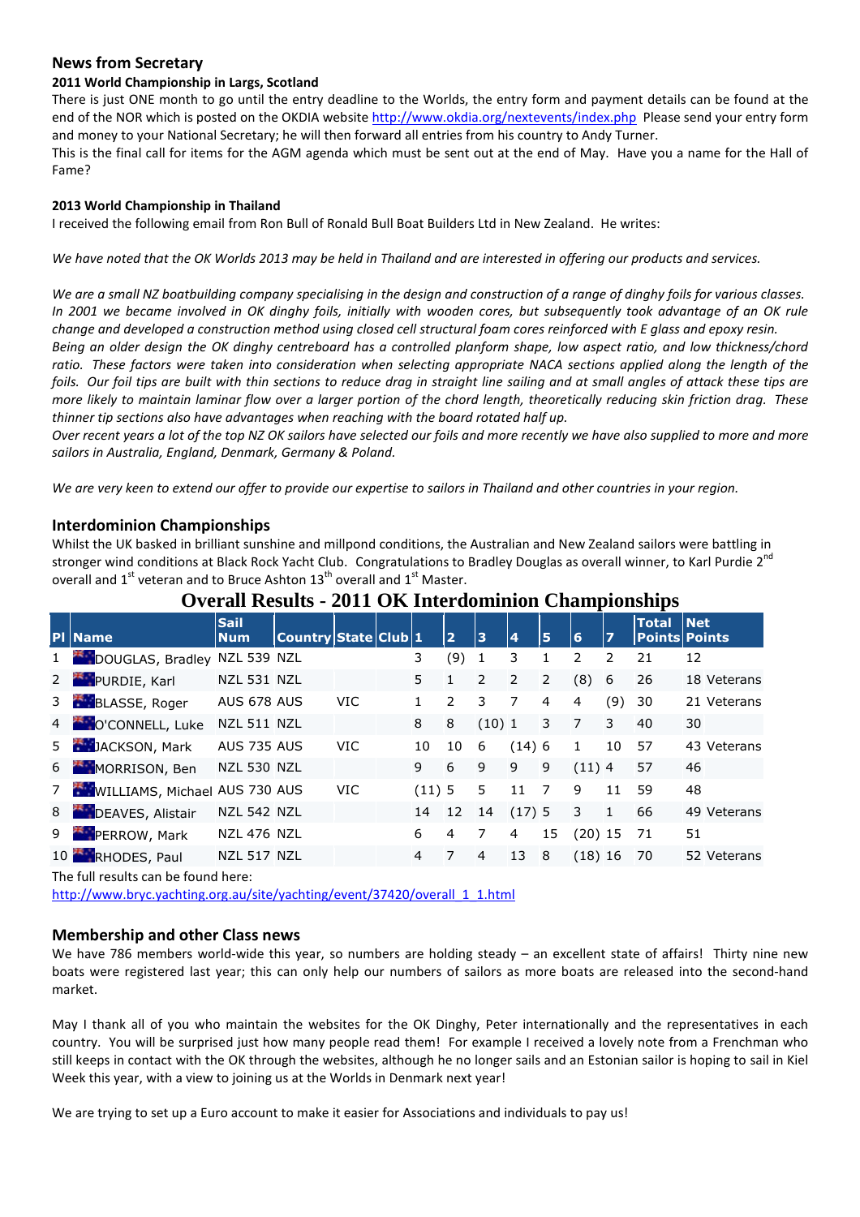## News from Secretary

**2011 World Championship in Largs, Scotland**

There is just ONE month to go until the entry deadline to the Worlds, the entry form and payment details can be found at the end of the NOR which is posted on the OKDIA website http://www.okdia.org/nextevents/index.php Please send your entry form and money to your National Secretary; he will then forward all entries from his country to Andy Turner.

This is the final call for items for the AGM agenda which must be sent out at the end of May. Have you a name for the Hall of Fame?

**2013 World Championship in Thailand**

I received the following email from Ron Bull of Ronald Bull Boat Builders Ltd in New Zealand. He writes:

*We have noted that the OK Worlds 2013 may be held in Thailand and are interested in offering our products and services.*

*We are a small NZ boatbuilding company specialising in the design and construction of a range of dinghy foils for various classes. In 2001 we became involved in OK dinghy foils, initially with wooden cores, but subsequently took advantage of an OK rule change and developed a construction method using closed cell structural foam cores reinforced with E glass and epoxy resin.*

*Being an older design the OK dinghy centreboard has a controlled planform shape, low aspect ratio, and low thickness/chord ratio. These factors were taken into consideration when selecting appropriate NACA sections applied along the length of the foils. Our foil tips are built with thin sections to reduce drag in straight line sailing and at small angles of attack these tips are more likely to maintain laminar flow over a larger portion of the chord length, theoretically reducing skin friction drag. These thinner tip sections also have advantages when reaching with the board rotated half up.*

*Over recent years a lot of the top NZ OK sailors have selected our foils and more recently we have also supplied to more and more sailors in Australia, England, Denmark, Germany & Poland.*

*We are very keen to extend our offer to provide our expertise to sailors in Thailand and other countries in your region.*

## Interdominion Championships

Whilst the UK basked in brilliant sunshine and millpond conditions, the Australian and New Zealand sailors were battling in stronger wind conditions at Black Rock Yacht Club. Congratulations to Bradley Douglas as overall winner, to Karl Purdie 2nd overall and 1st veteran and to Bruce Ashton 13th overall and 1st Master.

### Overall Results - 2011 OK Interdominion Championships

| Pl | Name | Sail Num | Country | State | Club | 1 | 2 | 3 | 4 | 5 | 6 | 7 | Total Points | Net Points |
|---|---|---|---|---|---|---|---|---|---|---|---|---|---|---|
| 1 | DOUGLAS, Bradley | NZL 539 | NZL | | | 3 | (9) | 1 | 3 | 1 | 2 | 2 | 21 | 12 |
| 2 | PURDIE, Karl | NZL 531 | NZL | | | 5 | 1 | 2 | 2 | 2 | (8) | 6 | 26 | 18 Veterans |
| 3 | BLASSE, Roger | AUS 678 | AUS | VIC | | 1 | 2 | 3 | 7 | 4 | 4 | (9) | 30 | 21 Veterans |
| 4 | O'CONNELL, Luke | NZL 511 | NZL | | | 8 | 8 | (10) | 1 | 3 | 7 | 3 | 40 | 30 |
| 5 | JACKSON, Mark | AUS 735 | AUS | VIC | | 10 | 10 | 6 | (14) | 6 | 1 | 10 | 57 | 43 Veterans |
| 6 | MORRISON, Ben | NZL 530 | NZL | | | 9 | 6 | 9 | 9 | 9 | (11) | 4 | 57 | 46 |
| 7 | WILLIAMS, Michael | AUS 730 | AUS | VIC | | (11) | 5 | 5 | 11 | 7 | 9 | 11 | 59 | 48 |
| 8 | DEAVES, Alistair | NZL 542 | NZL | | | 14 | 12 | 14 | (17) | 5 | 3 | 1 | 66 | 49 Veterans |
| 9 | PERROW, Mark | NZL 476 | NZL | | | 6 | 4 | 7 | 4 | 15 | (20) | 15 | 71 | 51 |
| 10 | RHODES, Paul | NZL 517 | NZL | | | 4 | 7 | 4 | 13 | 8 | (18) | 16 | 70 | 52 Veterans |

The full results can be found here:
http://www.bryc.yachting.org.au/site/yachting/event/37420/overall_1_1.html

## Membership and other Class news

We have 786 members world-wide this year, so numbers are holding steady – an excellent state of affairs! Thirty nine new boats were registered last year; this can only help our numbers of sailors as more boats are released into the second-hand market.

May I thank all of you who maintain the websites for the OK Dinghy, Peter internationally and the representatives in each country. You will be surprised just how many people read them! For example I received a lovely note from a Frenchman who still keeps in contact with the OK through the websites, although he no longer sails and an Estonian sailor is hoping to sail in Kiel Week this year, with a view to joining us at the Worlds in Denmark next year!

We are trying to set up a Euro account to make it easier for Associations and individuals to pay us!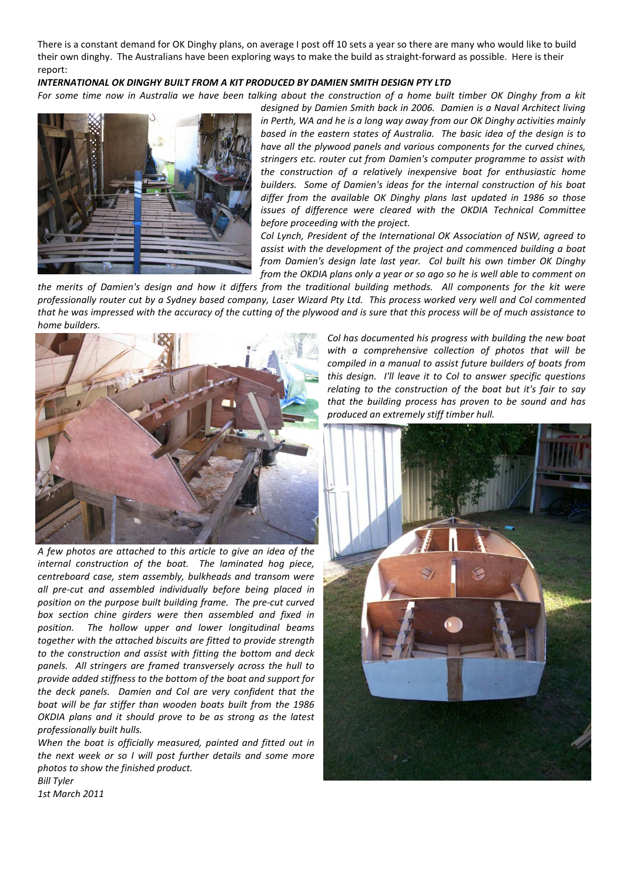There is a constant demand for OK Dinghy plans, on average I post off 10 sets a year so there are many who would like to build their own dinghy. The Australians have been exploring ways to make the build as straight-forward as possible. Here is their report:

***INTERNATIONAL OK DINGHY BUILT FROM A KIT PRODUCED BY DAMIEN SMITH DESIGN PTY LTD***

*For some time now in Australia we have been talking about the construction of a home built timber OK Dinghy from a kit designed by Damien Smith back in 2006. Damien is a Naval Architect living in Perth, WA and he is a long way away from our OK Dinghy activities mainly based in the eastern states of Australia. The basic idea of the design is to have all the plywood panels and various components for the curved chines, stringers etc. router cut from Damien's computer programme to assist with the construction of a relatively inexpensive boat for enthusiastic home builders. Some of Damien's ideas for the internal construction of his boat differ from the available OK Dinghy plans last updated in 1986 so those issues of difference were cleared with the OKDIA Technical Committee before proceeding with the project.*

*Col Lynch, President of the International OK Association of NSW, agreed to assist with the development of the project and commenced building a boat from Damien's design late last year. Col built his own timber OK Dinghy from the OKDIA plans only a year or so ago so he is well able to comment on the merits of Damien's design and how it differs from the traditional building methods. All components for the kit were professionally router cut by a Sydney based company, Laser Wizard Pty Ltd. This process worked very well and Col commented that he was impressed with the accuracy of the cutting of the plywood and is sure that this process will be of much assistance to home builders.*

*Col has documented his progress with building the new boat with a comprehensive collection of photos that will be compiled in a manual to assist future builders of boats from this design. I'll leave it to Col to answer specific questions relating to the construction of the boat but it's fair to say that the building process has proven to be sound and has produced an extremely stiff timber hull.*

*A few photos are attached to this article to give an idea of the internal construction of the boat. The laminated hog piece, centreboard case, stem assembly, bulkheads and transom were all pre-cut and assembled individually before being placed in position on the purpose built building frame. The pre-cut curved box section chine girders were then assembled and fixed in position. The hollow upper and lower longitudinal beams together with the attached biscuits are fitted to provide strength to the construction and assist with fitting the bottom and deck panels. All stringers are framed transversely across the hull to provide added stiffness to the bottom of the boat and support for the deck panels. Damien and Col are very confident that the boat will be far stiffer than wooden boats built from the 1986 OKDIA plans and it should prove to be as strong as the latest professionally built hulls.*

*When the boat is officially measured, painted and fitted out in the next week or so I will post further details and some more photos to show the finished product.*

*Bill Tyler*
*1st March 2011*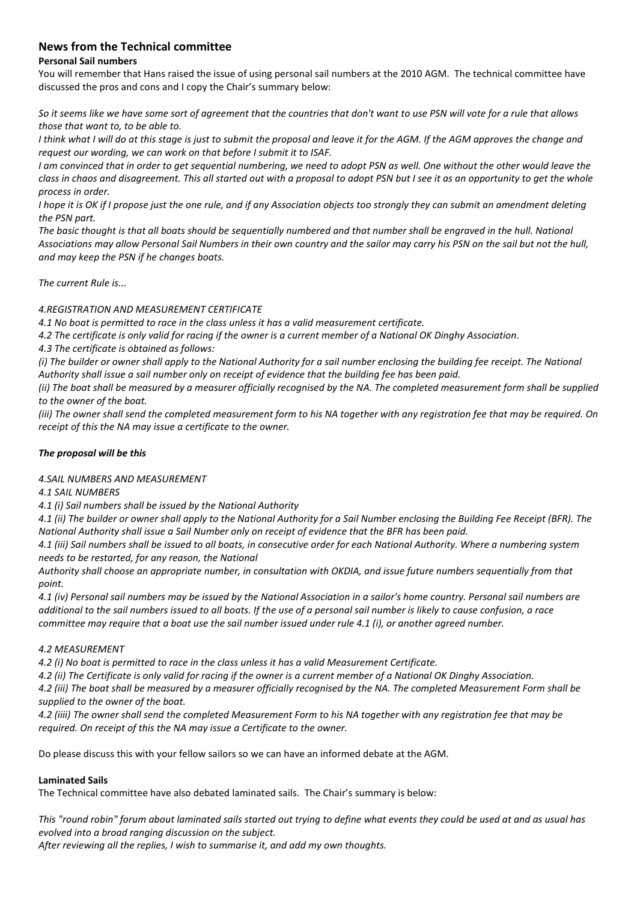## News from the Technical committee

**Personal Sail numbers**

You will remember that Hans raised the issue of using personal sail numbers at the 2010 AGM. The technical committee have discussed the pros and cons and I copy the Chair's summary below:

*So it seems like we have some sort of agreement that the countries that don't want to use PSN will vote for a rule that allows those that want to, to be able to.*

*I think what I will do at this stage is just to submit the proposal and leave it for the AGM. If the AGM approves the change and request our wording, we can work on that before I submit it to ISAF.*

*I am convinced that in order to get sequential numbering, we need to adopt PSN as well. One without the other would leave the class in chaos and disagreement. This all started out with a proposal to adopt PSN but I see it as an opportunity to get the whole process in order.*

*I hope it is OK if I propose just the one rule, and if any Association objects too strongly they can submit an amendment deleting the PSN part.*

*The basic thought is that all boats should be sequentially numbered and that number shall be engraved in the hull. National Associations may allow Personal Sail Numbers in their own country and the sailor may carry his PSN on the sail but not the hull, and may keep the PSN if he changes boats.*

*The current Rule is...*

*4.REGISTRATION AND MEASUREMENT CERTIFICATE*

*4.1 No boat is permitted to race in the class unless it has a valid measurement certificate.*

*4.2 The certificate is only valid for racing if the owner is a current member of a National OK Dinghy Association.*

*4.3 The certificate is obtained as follows:*

*(i) The builder or owner shall apply to the National Authority for a sail number enclosing the building fee receipt. The National Authority shall issue a sail number only on receipt of evidence that the building fee has been paid.*

*(ii) The boat shall be measured by a measurer officially recognised by the NA. The completed measurement form shall be supplied to the owner of the boat.*

*(iii) The owner shall send the completed measurement form to his NA together with any registration fee that may be required. On receipt of this the NA may issue a certificate to the owner.*

***The proposal will be this***

*4.SAIL NUMBERS AND MEASUREMENT*

*4.1 SAIL NUMBERS*

*4.1 (i) Sail numbers shall be issued by the National Authority*

*4.1 (ii) The builder or owner shall apply to the National Authority for a Sail Number enclosing the Building Fee Receipt (BFR). The National Authority shall issue a Sail Number only on receipt of evidence that the BFR has been paid.*

*4.1 (iii) Sail numbers shall be issued to all boats, in consecutive order for each National Authority. Where a numbering system needs to be restarted, for any reason, the National Authority shall choose an appropriate number, in consultation with OKDIA, and issue future numbers sequentially from that point.*

*4.1 (iv) Personal sail numbers may be issued by the National Association in a sailor's home country. Personal sail numbers are additional to the sail numbers issued to all boats. If the use of a personal sail number is likely to cause confusion, a race committee may require that a boat use the sail number issued under rule 4.1 (i), or another agreed number.*

*4.2 MEASUREMENT*

*4.2 (i) No boat is permitted to race in the class unless it has a valid Measurement Certificate.*

*4.2 (ii) The Certificate is only valid for racing if the owner is a current member of a National OK Dinghy Association.*

*4.2 (iii) The boat shall be measured by a measurer officially recognised by the NA. The completed Measurement Form shall be supplied to the owner of the boat.*

*4.2 (iiii) The owner shall send the completed Measurement Form to his NA together with any registration fee that may be required. On receipt of this the NA may issue a Certificate to the owner.*

Do please discuss this with your fellow sailors so we can have an informed debate at the AGM.

**Laminated Sails**

The Technical committee have also debated laminated sails. The Chair's summary is below:

*This "round robin" forum about laminated sails started out trying to define what events they could be used at and as usual has evolved into a broad ranging discussion on the subject.*

*After reviewing all the replies, I wish to summarise it, and add my own thoughts.*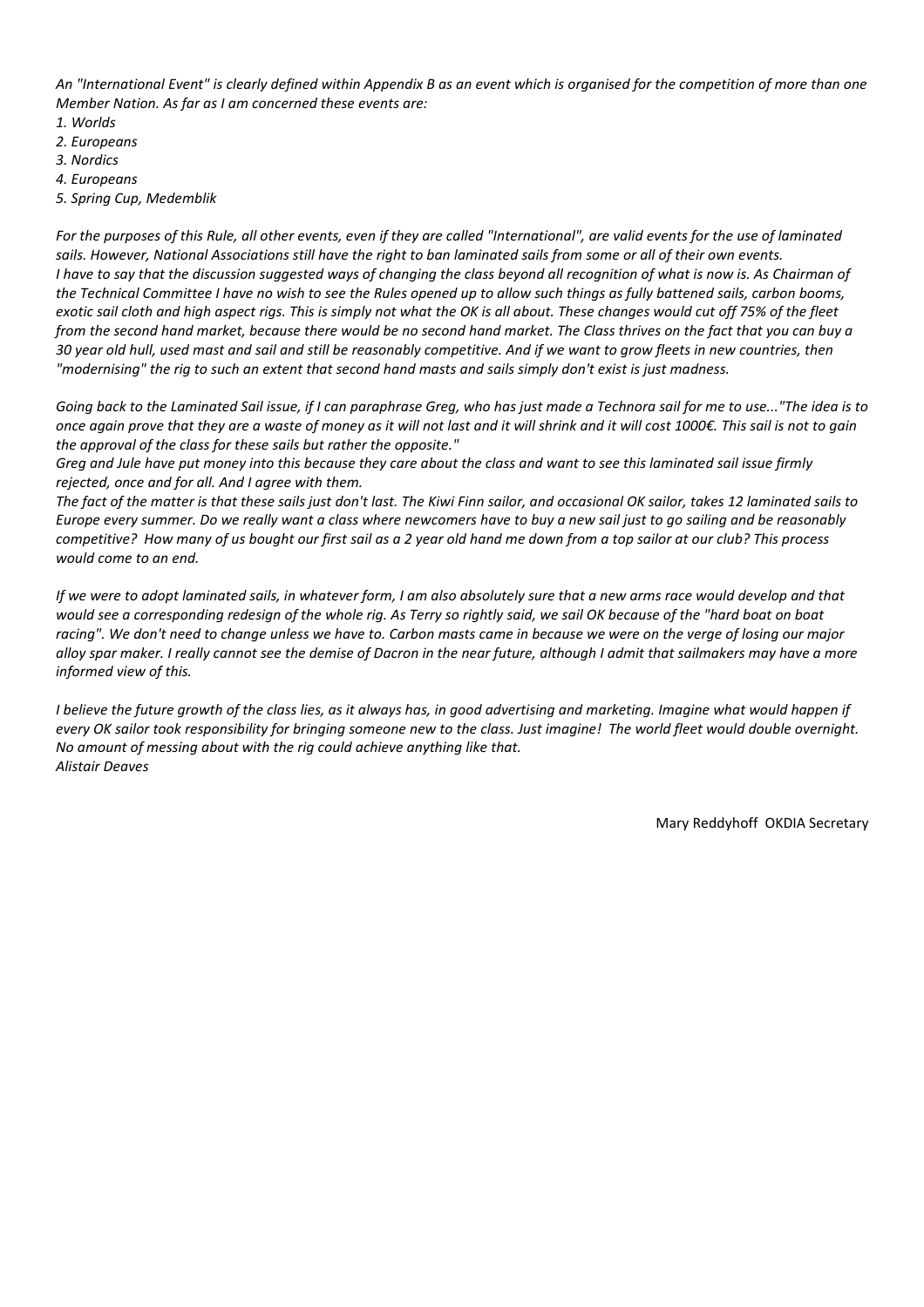*An "International Event" is clearly defined within Appendix B as an event which is organised for the competition of more than one Member Nation. As far as I am concerned these events are:*

*1. Worlds*
*2. Europeans*
*3. Nordics*
*4. Europeans*
*5. Spring Cup, Medemblik*

*For the purposes of this Rule, all other events, even if they are called "International", are valid events for the use of laminated sails. However, National Associations still have the right to ban laminated sails from some or all of their own events.*
*I have to say that the discussion suggested ways of changing the class beyond all recognition of what is now is. As Chairman of the Technical Committee I have no wish to see the Rules opened up to allow such things as fully battened sails, carbon booms, exotic sail cloth and high aspect rigs. This is simply not what the OK is all about. These changes would cut off 75% of the fleet from the second hand market, because there would be no second hand market. The Class thrives on the fact that you can buy a 30 year old hull, used mast and sail and still be reasonably competitive. And if we want to grow fleets in new countries, then "modernising" the rig to such an extent that second hand masts and sails simply don't exist is just madness.*

*Going back to the Laminated Sail issue, if I can paraphrase Greg, who has just made a Technora sail for me to use..."The idea is to once again prove that they are a waste of money as it will not last and it will shrink and it will cost 1000€. This sail is not to gain the approval of the class for these sails but rather the opposite."*
*Greg and Jule have put money into this because they care about the class and want to see this laminated sail issue firmly rejected, once and for all. And I agree with them.*
*The fact of the matter is that these sails just don't last. The Kiwi Finn sailor, and occasional OK sailor, takes 12 laminated sails to Europe every summer. Do we really want a class where newcomers have to buy a new sail just to go sailing and be reasonably competitive? How many of us bought our first sail as a 2 year old hand me down from a top sailor at our club? This process would come to an end.*

*If we were to adopt laminated sails, in whatever form, I am also absolutely sure that a new arms race would develop and that would see a corresponding redesign of the whole rig. As Terry so rightly said, we sail OK because of the "hard boat on boat racing". We don't need to change unless we have to. Carbon masts came in because we were on the verge of losing our major alloy spar maker. I really cannot see the demise of Dacron in the near future, although I admit that sailmakers may have a more informed view of this.*

*I believe the future growth of the class lies, as it always has, in good advertising and marketing. Imagine what would happen if every OK sailor took responsibility for bringing someone new to the class. Just imagine! The world fleet would double overnight. No amount of messing about with the rig could achieve anything like that.*
*Alistair Deaves*

Mary Reddyhoff OKDIA Secretary